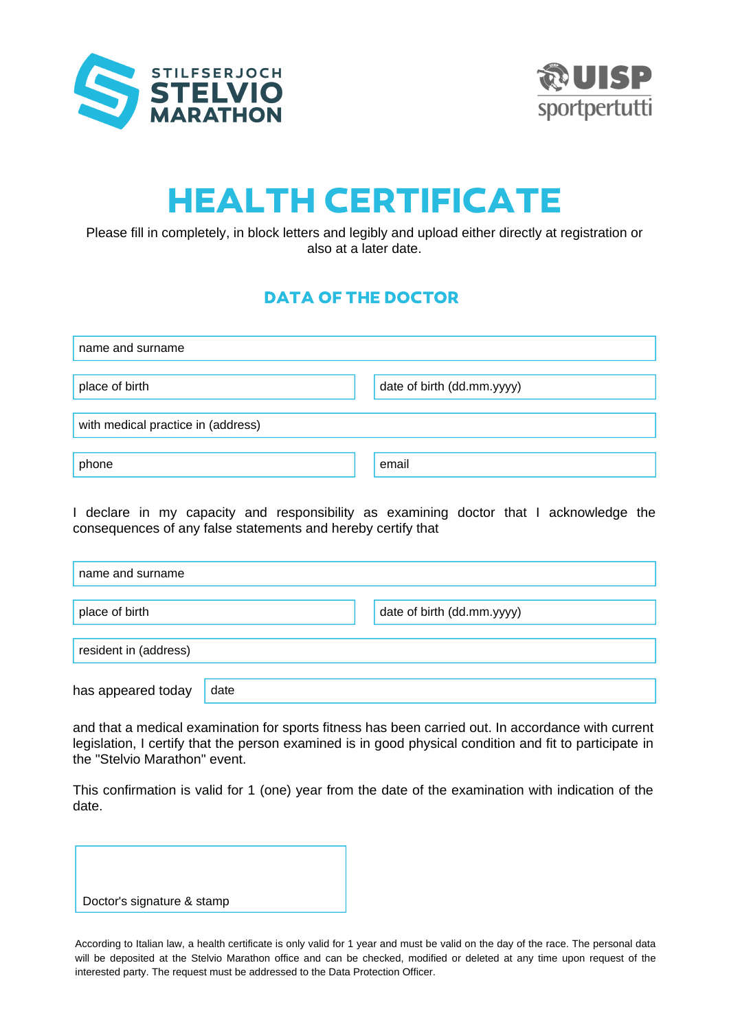STILFSERJOCH
STELVIO
MARATHON

UISP
sportpertutti

# HEALTH CERTIFICATE

Please fill in completely, in block letters and legibly and upload either directly at registration or also at a later date.

## DATA OF THE DOCTOR

| name and surname | |
|---|---|
| place of birth | date of birth (dd.mm.yyyy) |
| with medical practice in (address) | |
| phone | email |

I declare in my capacity and responsibility as examining doctor that I acknowledge the consequences of any false statements and hereby certify that

| name and surname | |
|---|---|
| place of birth | date of birth (dd.mm.yyyy) |
| resident in (address) | |

has appeared today | date |

and that a medical examination for sports fitness has been carried out. In accordance with current legislation, I certify that the person examined is in good physical condition and fit to participate in the "Stelvio Marathon" event.

This confirmation is valid for 1 (one) year from the date of the examination with indication of the date.

Doctor's signature & stamp

According to Italian law, a health certificate is only valid for 1 year and must be valid on the day of the race. The personal data will be deposited at the Stelvio Marathon office and can be checked, modified or deleted at any time upon request of the interested party. The request must be addressed to the Data Protection Officer.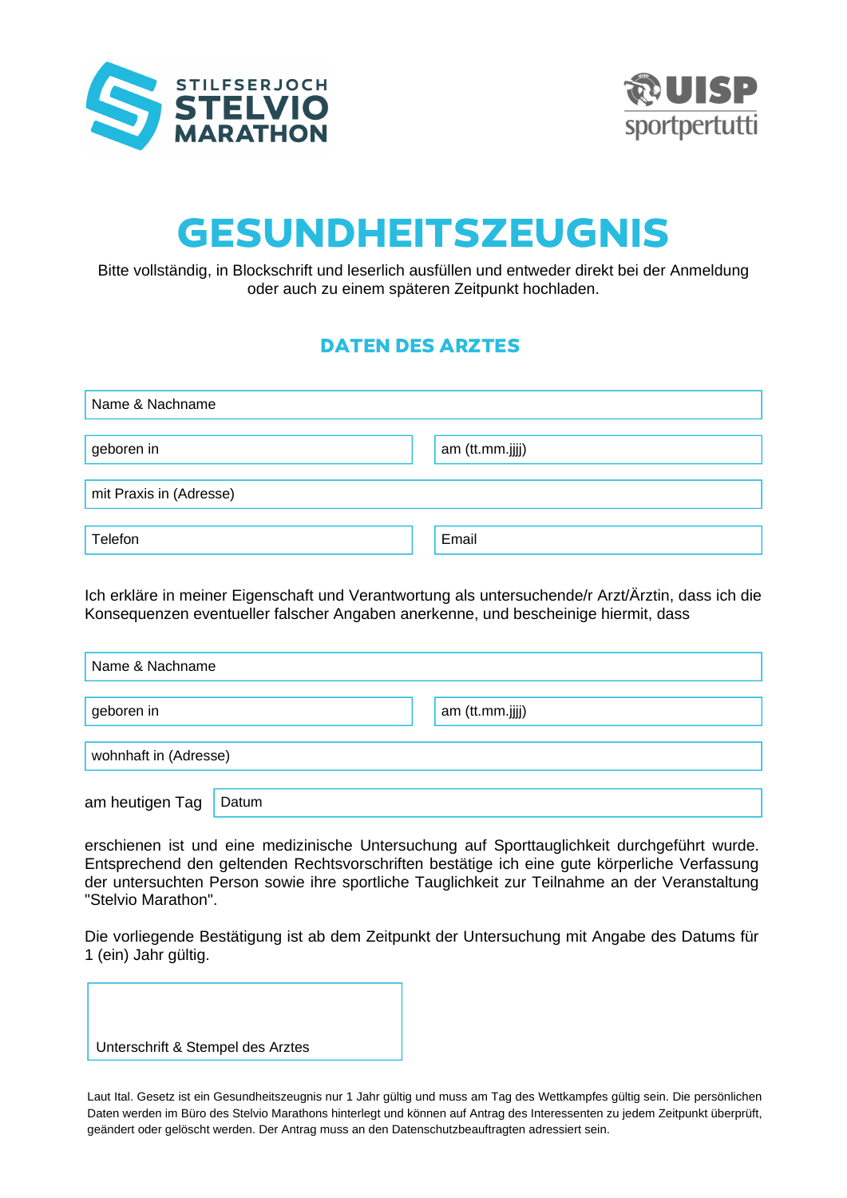STILFSERJOCH STELVIO MARATHON

UISP sportpertutti

# GESUNDHEITSZEUGNIS

Bitte vollständig, in Blockschrift und leserlich ausfüllen und entweder direkt bei der Anmeldung oder auch zu einem späteren Zeitpunkt hochladen.

## DATEN DES ARZTES

Name & Nachname

geboren in

am (tt.mm.jjjj)

mit Praxis in (Adresse)

Telefon

Email

Ich erkläre in meiner Eigenschaft und Verantwortung als untersuchende/r Arzt/Ärztin, dass ich die Konsequenzen eventueller falscher Angaben anerkenne, und bescheinige hiermit, dass

Name & Nachname

geboren in

am (tt.mm.jjjj)

wohnhaft in (Adresse)

am heutigen Tag

Datum

erschienen ist und eine medizinische Untersuchung auf Sporttauglichkeit durchgeführt wurde. Entsprechend den geltenden Rechtsvorschriften bestätige ich eine gute körperliche Verfassung der untersuchten Person sowie ihre sportliche Tauglichkeit zur Teilnahme an der Veranstaltung "Stelvio Marathon".

Die vorliegende Bestätigung ist ab dem Zeitpunkt der Untersuchung mit Angabe des Datums für 1 (ein) Jahr gültig.

Unterschrift & Stempel des Arztes

Laut Ital. Gesetz ist ein Gesundheitszeugnis nur 1 Jahr gültig und muss am Tag des Wettkampfes gültig sein. Die persönlichen Daten werden im Büro des Stelvio Marathons hinterlegt und können auf Antrag des Interessenten zu jedem Zeitpunkt überprüft, geändert oder gelöscht werden. Der Antrag muss an den Datenschutzbeauftragten adressiert sein.